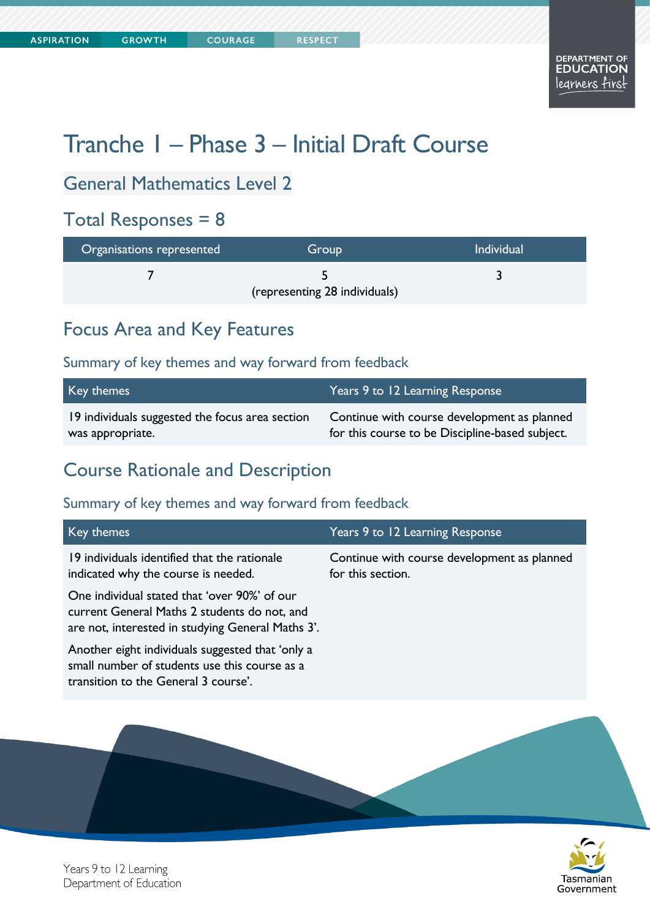# Tranche 1 – Phase 3 – Initial Draft Course

## General Mathematics Level 2

## Total Responses = 8

| Organisations represented | Group | Individual |
|---|---|---|
| 7 | 5 (representing 28 individuals) | 3 |

## Focus Area and Key Features

### Summary of key themes and way forward from feedback

| Key themes | Years 9 to 12 Learning Response |
|---|---|
| 19 individuals suggested the focus area section was appropriate. | Continue with course development as planned for this course to be Discipline-based subject. |

## Course Rationale and Description

### Summary of key themes and way forward from feedback

| Key themes | Years 9 to 12 Learning Response |
|---|---|
| 19 individuals identified that the rationale indicated why the course is needed.<br><br>One individual stated that 'over 90%' of our current General Maths 2 students do not, and are not, interested in studying General Maths 3'.<br><br>Another eight individuals suggested that 'only a small number of students use this course as a transition to the General 3 course'. | Continue with course development as planned for this section. |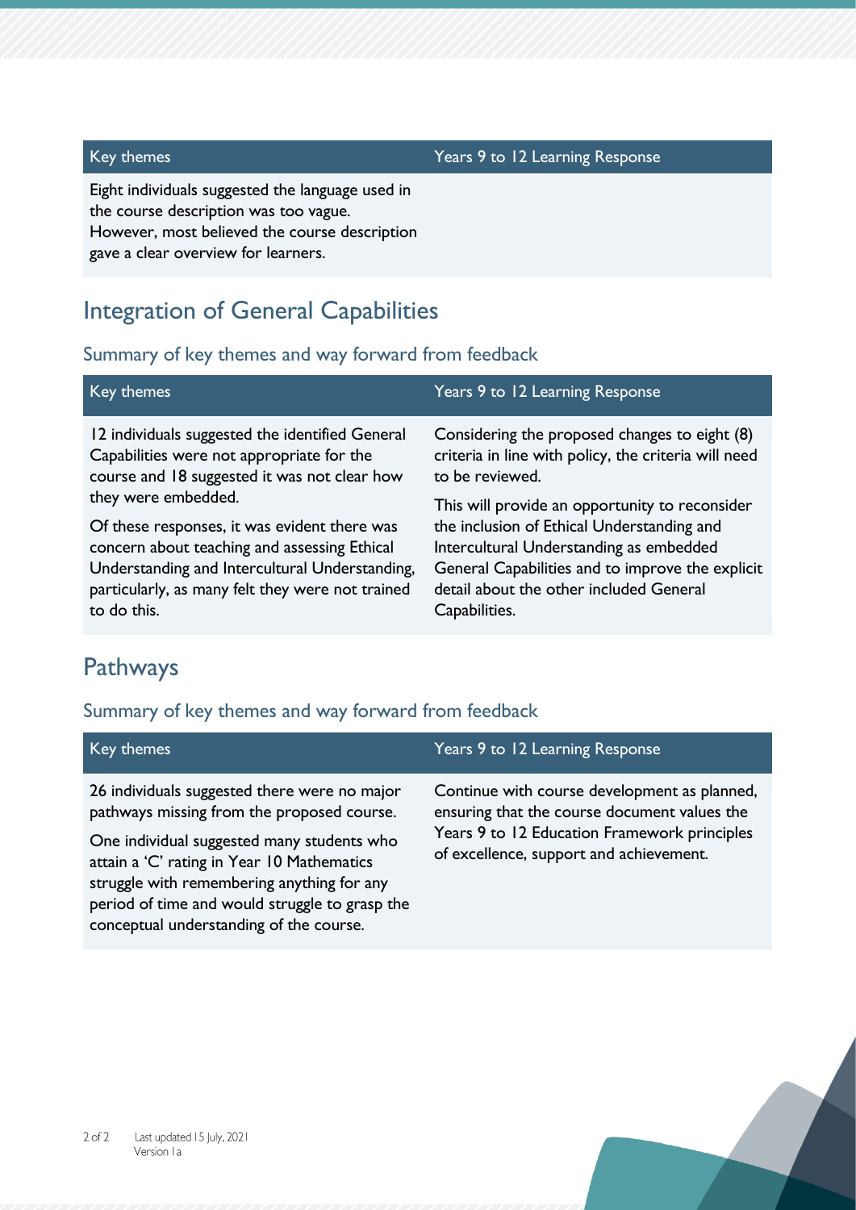| Key themes | Years 9 to 12 Learning Response |
| --- | --- |
| Eight individuals suggested the language used in the course description was too vague. However, most believed the course description gave a clear overview for learners. | |

## Integration of General Capabilities

### Summary of key themes and way forward from feedback

| Key themes | Years 9 to 12 Learning Response |
| --- | --- |
| 12 individuals suggested the identified General Capabilities were not appropriate for the course and 18 suggested it was not clear how they were embedded.<br><br>Of these responses, it was evident there was concern about teaching and assessing Ethical Understanding and Intercultural Understanding, particularly, as many felt they were not trained to do this. | Considering the proposed changes to eight (8) criteria in line with policy, the criteria will need to be reviewed.<br><br>This will provide an opportunity to reconsider the inclusion of Ethical Understanding and Intercultural Understanding as embedded General Capabilities and to improve the explicit detail about the other included General Capabilities. |

## Pathways

### Summary of key themes and way forward from feedback

| Key themes | Years 9 to 12 Learning Response |
| --- | --- |
| 26 individuals suggested there were no major pathways missing from the proposed course.<br><br>One individual suggested many students who attain a 'C' rating in Year 10 Mathematics struggle with remembering anything for any period of time and would struggle to grasp the conceptual understanding of the course. | Continue with course development as planned, ensuring that the course document values the Years 9 to 12 Education Framework principles of excellence, support and achievement. |

Last updated 15 July, 2021
Version 1a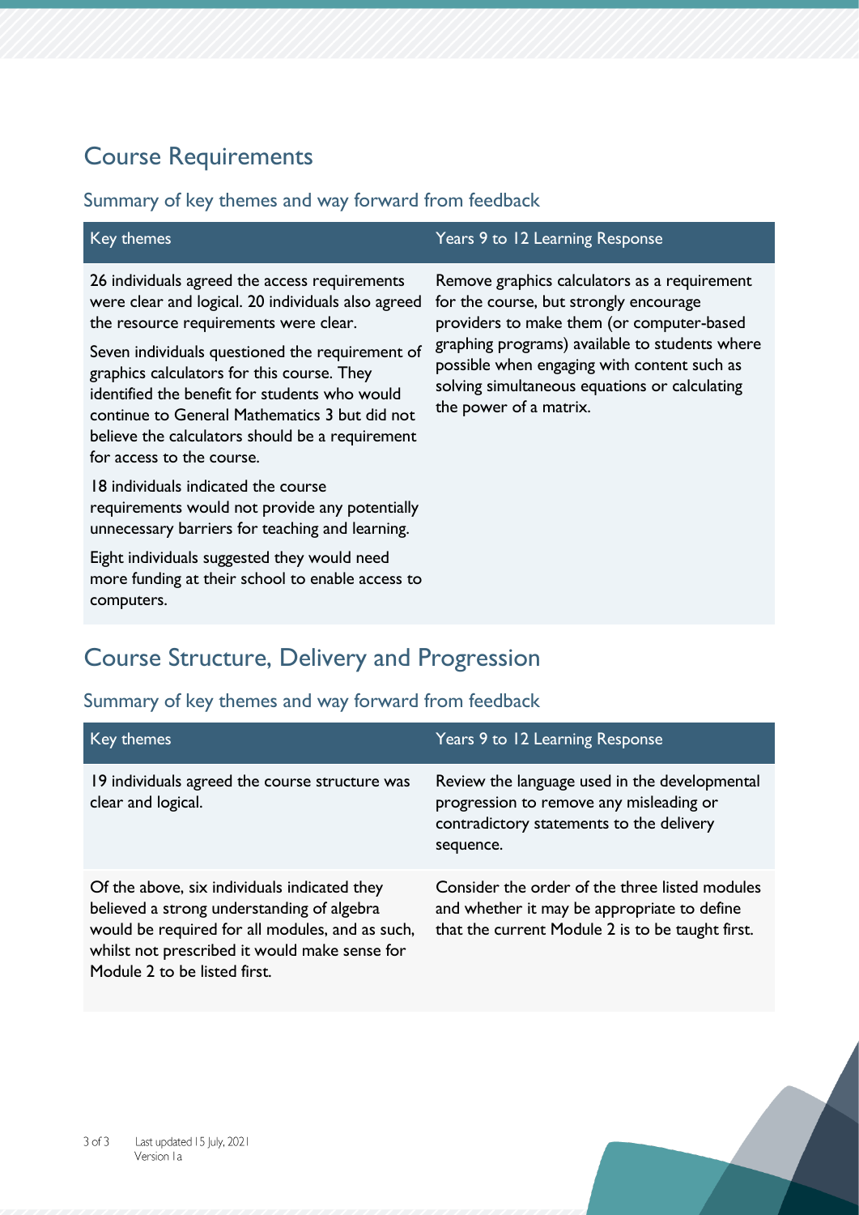## Course Requirements

### Summary of key themes and way forward from feedback

| Key themes | Years 9 to 12 Learning Response |
| --- | --- |
| 26 individuals agreed the access requirements were clear and logical. 20 individuals also agreed the resource requirements were clear.<br><br>Seven individuals questioned the requirement of graphics calculators for this course. They identified the benefit for students who would continue to General Mathematics 3 but did not believe the calculators should be a requirement for access to the course.<br><br>18 individuals indicated the course requirements would not provide any potentially unnecessary barriers for teaching and learning.<br><br>Eight individuals suggested they would need more funding at their school to enable access to computers. | Remove graphics calculators as a requirement for the course, but strongly encourage providers to make them (or computer-based graphing programs) available to students where possible when engaging with content such as solving simultaneous equations or calculating the power of a matrix. |

## Course Structure, Delivery and Progression

### Summary of key themes and way forward from feedback

| Key themes | Years 9 to 12 Learning Response |
| --- | --- |
| 19 individuals agreed the course structure was clear and logical. | Review the language used in the developmental progression to remove any misleading or contradictory statements to the delivery sequence. |
| Of the above, six individuals indicated they believed a strong understanding of algebra would be required for all modules, and as such, whilst not prescribed it would make sense for Module 2 to be listed first. | Consider the order of the three listed modules and whether it may be appropriate to define that the current Module 2 is to be taught first. |

Last updated 15 July, 2021
Version 1a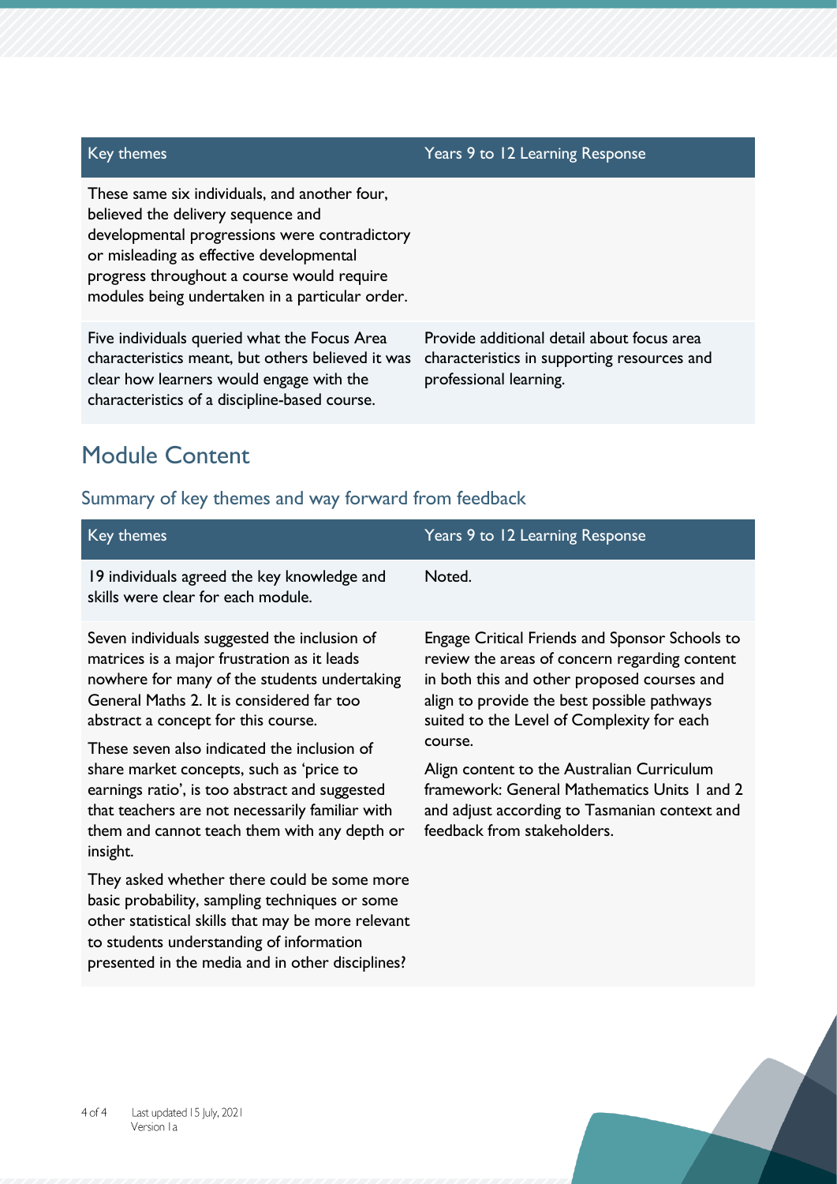| Key themes | Years 9 to 12 Learning Response |
| --- | --- |
| These same six individuals, and another four, believed the delivery sequence and developmental progressions were contradictory or misleading as effective developmental progress throughout a course would require modules being undertaken in a particular order. | |
| Five individuals queried what the Focus Area characteristics meant, but others believed it was clear how learners would engage with the characteristics of a discipline-based course. | Provide additional detail about focus area characteristics in supporting resources and professional learning. |

## Module Content

### Summary of key themes and way forward from feedback

| Key themes | Years 9 to 12 Learning Response |
| --- | --- |
| 19 individuals agreed the key knowledge and skills were clear for each module. | Noted. |
| Seven individuals suggested the inclusion of matrices is a major frustration as it leads nowhere for many of the students undertaking General Maths 2. It is considered far too abstract a concept for this course.<br><br>These seven also indicated the inclusion of share market concepts, such as 'price to earnings ratio', is too abstract and suggested that teachers are not necessarily familiar with them and cannot teach them with any depth or insight.<br><br>They asked whether there could be some more basic probability, sampling techniques or some other statistical skills that may be more relevant to students understanding of information presented in the media and in other disciplines? | Engage Critical Friends and Sponsor Schools to review the areas of concern regarding content in both this and other proposed courses and align to provide the best possible pathways suited to the Level of Complexity for each course.<br><br>Align content to the Australian Curriculum framework: General Mathematics Units 1 and 2 and adjust according to Tasmanian context and feedback from stakeholders. |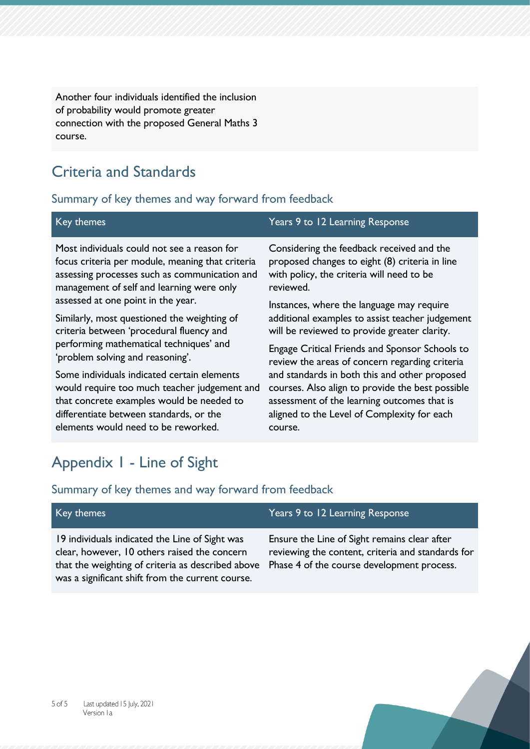| | |
|---|---|
| Another four individuals identified the inclusion of probability would promote greater connection with the proposed General Maths 3 course. | |

## Criteria and Standards

### Summary of key themes and way forward from feedback

| Key themes | Years 9 to 12 Learning Response |
|---|---|
| Most individuals could not see a reason for focus criteria per module, meaning that criteria assessing processes such as communication and management of self and learning were only assessed at one point in the year.<br><br>Similarly, most questioned the weighting of criteria between 'procedural fluency and performing mathematical techniques' and 'problem solving and reasoning'.<br><br>Some individuals indicated certain elements would require too much teacher judgement and that concrete examples would be needed to differentiate between standards, or the elements would need to be reworked. | Considering the feedback received and the proposed changes to eight (8) criteria in line with policy, the criteria will need to be reviewed.<br><br>Instances, where the language may require additional examples to assist teacher judgement will be reviewed to provide greater clarity.<br><br>Engage Critical Friends and Sponsor Schools to review the areas of concern regarding criteria and standards in both this and other proposed courses. Also align to provide the best possible assessment of the learning outcomes that is aligned to the Level of Complexity for each course. |

## Appendix 1 - Line of Sight

### Summary of key themes and way forward from feedback

| Key themes | Years 9 to 12 Learning Response |
|---|---|
| 19 individuals indicated the Line of Sight was clear, however, 10 others raised the concern that the weighting of criteria as described above was a significant shift from the current course. | Ensure the Line of Sight remains clear after reviewing the content, criteria and standards for Phase 4 of the course development process. |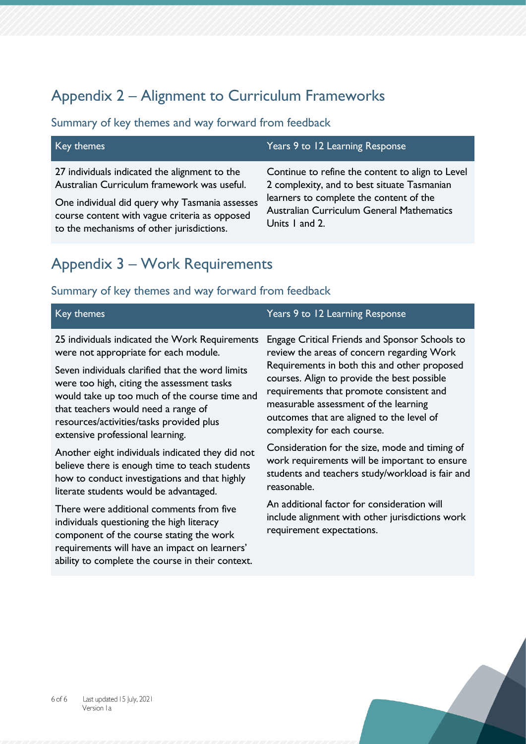## Appendix 2 – Alignment to Curriculum Frameworks

### Summary of key themes and way forward from feedback

| Key themes | Years 9 to 12 Learning Response |
|---|---|
| 27 individuals indicated the alignment to the Australian Curriculum framework was useful.<br><br>One individual did query why Tasmania assesses course content with vague criteria as opposed to the mechanisms of other jurisdictions. | Continue to refine the content to align to Level 2 complexity, and to best situate Tasmanian learners to complete the content of the Australian Curriculum General Mathematics Units 1 and 2. |

## Appendix 3 – Work Requirements

### Summary of key themes and way forward from feedback

| Key themes | Years 9 to 12 Learning Response |
|---|---|
| 25 individuals indicated the Work Requirements were not appropriate for each module.<br><br>Seven individuals clarified that the word limits were too high, citing the assessment tasks would take up too much of the course time and that teachers would need a range of resources/activities/tasks provided plus extensive professional learning.<br><br>Another eight individuals indicated they did not believe there is enough time to teach students how to conduct investigations and that highly literate students would be advantaged.<br><br>There were additional comments from five individuals questioning the high literacy component of the course stating the work requirements will have an impact on learners' ability to complete the course in their context. | Engage Critical Friends and Sponsor Schools to review the areas of concern regarding Work Requirements in both this and other proposed courses. Align to provide the best possible requirements that promote consistent and measurable assessment of the learning outcomes that are aligned to the level of complexity for each course.<br><br>Consideration for the size, mode and timing of work requirements will be important to ensure students and teachers study/workload is fair and reasonable.<br><br>An additional factor for consideration will include alignment with other jurisdictions work requirement expectations. |

Last updated 15 July, 2021
Version 1a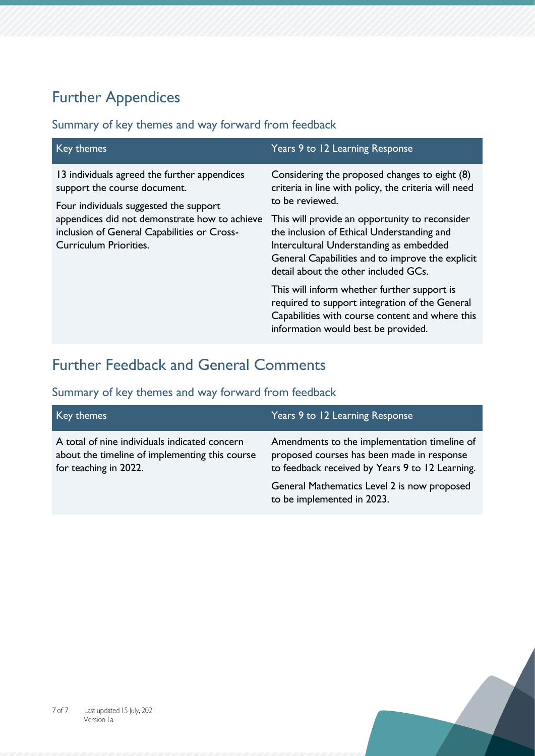## Further Appendices

### Summary of key themes and way forward from feedback

| Key themes | Years 9 to 12 Learning Response |
|---|---|
| 13 individuals agreed the further appendices support the course document.<br><br>Four individuals suggested the support appendices did not demonstrate how to achieve inclusion of General Capabilities or Cross-Curriculum Priorities. | Considering the proposed changes to eight (8) criteria in line with policy, the criteria will need to be reviewed.<br><br>This will provide an opportunity to reconsider the inclusion of Ethical Understanding and Intercultural Understanding as embedded General Capabilities and to improve the explicit detail about the other included GCs.<br><br>This will inform whether further support is required to support integration of the General Capabilities with course content and where this information would best be provided. |

## Further Feedback and General Comments

### Summary of key themes and way forward from feedback

| Key themes | Years 9 to 12 Learning Response |
|---|---|
| A total of nine individuals indicated concern about the timeline of implementing this course for teaching in 2022. | Amendments to the implementation timeline of proposed courses has been made in response to feedback received by Years 9 to 12 Learning.<br><br>General Mathematics Level 2 is now proposed to be implemented in 2023. |